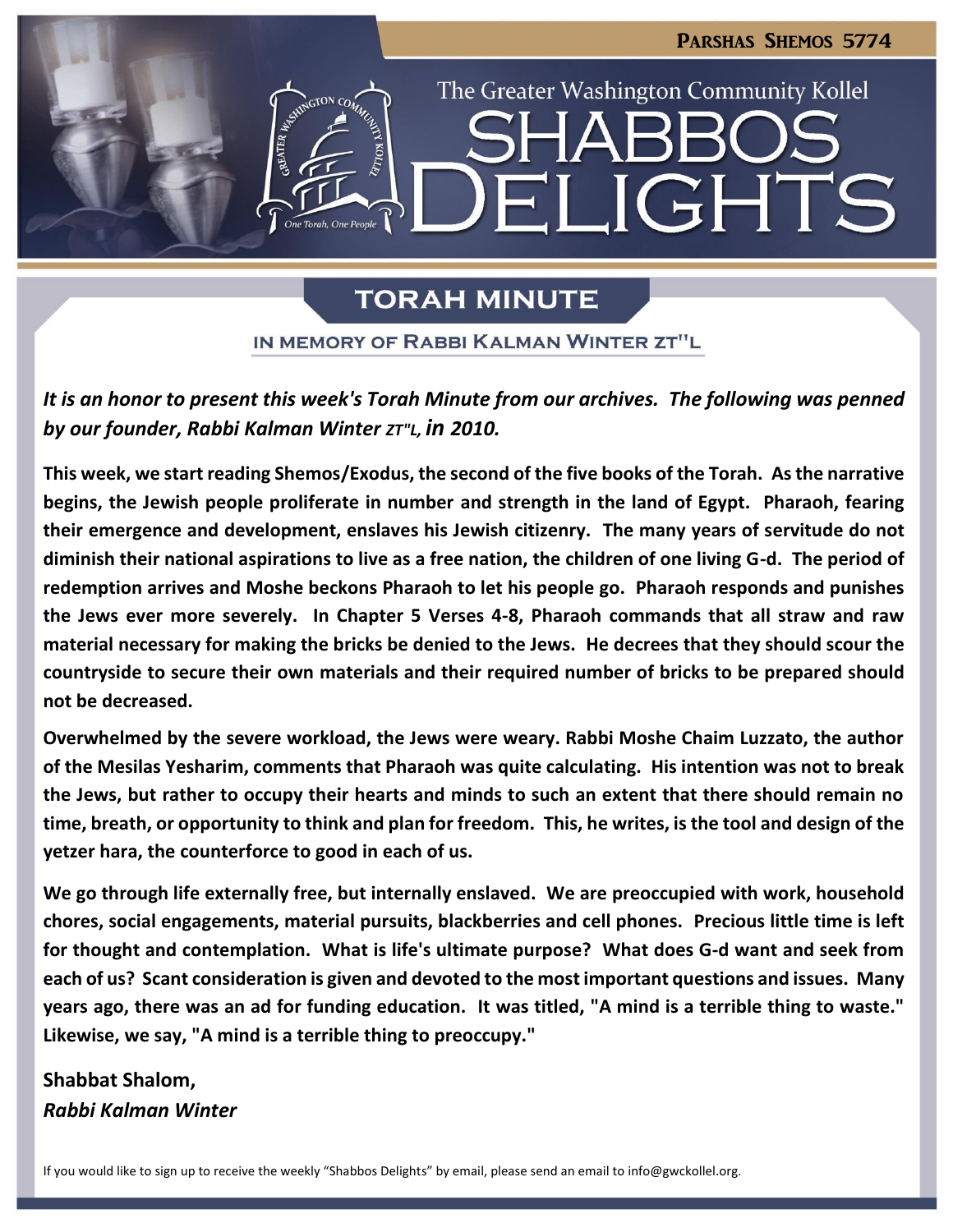# Shabbos Delights

The Greater Washington Community Kollel

Parshas Shemos 5774

## Torah Minute

### In Memory of Rabbi Kalman Winter zt"l

***It is an honor to present this week's Torah Minute from our archives. The following was penned by our founder, Rabbi Kalman Winter zt"l, in 2010.***

**This week, we start reading Shemos/Exodus, the second of the five books of the Torah. As the narrative begins, the Jewish people proliferate in number and strength in the land of Egypt. Pharaoh, fearing their emergence and development, enslaves his Jewish citizenry. The many years of servitude do not diminish their national aspirations to live as a free nation, the children of one living G-d. The period of redemption arrives and Moshe beckons Pharaoh to let his people go. Pharaoh responds and punishes the Jews ever more severely. In Chapter 5 Verses 4-8, Pharaoh commands that all straw and raw material necessary for making the bricks be denied to the Jews. He decrees that they should scour the countryside to secure their own materials and their required number of bricks to be prepared should not be decreased.**

**Overwhelmed by the severe workload, the Jews were weary. Rabbi Moshe Chaim Luzzato, the author of the Mesilas Yesharim, comments that Pharaoh was quite calculating. His intention was not to break the Jews, but rather to occupy their hearts and minds to such an extent that there should remain no time, breath, or opportunity to think and plan for freedom. This, he writes, is the tool and design of the yetzer hara, the counterforce to good in each of us.**

**We go through life externally free, but internally enslaved. We are preoccupied with work, household chores, social engagements, material pursuits, blackberries and cell phones. Precious little time is left for thought and contemplation. What is life's ultimate purpose? What does G-d want and seek from each of us? Scant consideration is given and devoted to the most important questions and issues. Many years ago, there was an ad for funding education. It was titled, "A mind is a terrible thing to waste." Likewise, we say, "A mind is a terrible thing to preoccupy."**

**Shabbat Shalom,**
***Rabbi Kalman Winter***

If you would like to sign up to receive the weekly "Shabbos Delights" by email, please send an email to info@gwckollel.org.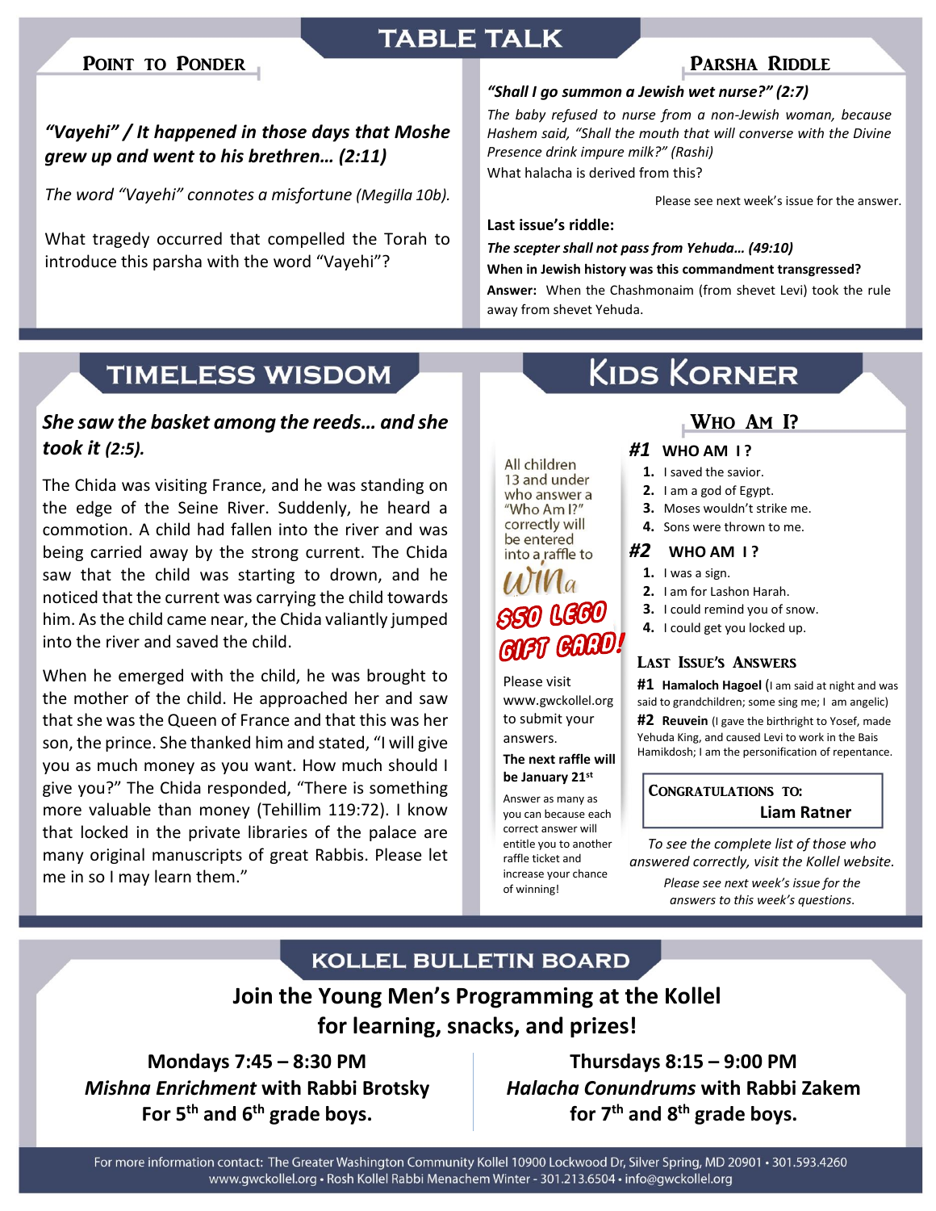# TABLE TALK

## Point to Ponder

***"Vayehi" / It happened in those days that Moshe grew up and went to his brethren… (2:11)***

*The word "Vayehi" connotes a misfortune (Megilla 10b).*

What tragedy occurred that compelled the Torah to introduce this parsha with the word "Vayehi"?

## Parsha Riddle

***"Shall I go summon a Jewish wet nurse?" (2:7)***

*The baby refused to nurse from a non-Jewish woman, because Hashem said, "Shall the mouth that will converse with the Divine Presence drink impure milk?" (Rashi)*

What halacha is derived from this?

Please see next week's issue for the answer.

**Last issue's riddle:**

***The scepter shall not pass from Yehuda… (49:10)***

**When in Jewish history was this commandment transgressed?**

**Answer:** When the Chashmonaim (from shevet Levi) took the rule away from shevet Yehuda.

# TIMELESS WISDOM

***She saw the basket among the reeds… and she took it (2:5).***

The Chida was visiting France, and he was standing on the edge of the Seine River. Suddenly, he heard a commotion. A child had fallen into the river and was being carried away by the strong current. The Chida saw that the child was starting to drown, and he noticed that the current was carrying the child towards him. As the child came near, the Chida valiantly jumped into the river and saved the child.

When he emerged with the child, he was brought to the mother of the child. He approached her and saw that she was the Queen of France and that this was her son, the prince. She thanked him and stated, "I will give you as much money as you want. How much should I give you?" The Chida responded, "There is something more valuable than money (Tehillim 119:72). I know that locked in the private libraries of the palace are many original manuscripts of great Rabbis. Please let me in so I may learn them."

# Kids Korner

All children 13 and under who answer a "Who Am I?" correctly will be entered into a raffle to

**Win a $50 LEGO GIFT CARD!**

Please visit www.gwckollel.org to submit your answers.

**The next raffle will be January 21st**

Answer as many as you can because each correct answer will entitle you to another raffle ticket and increase your chance of winning!

## Who Am I?

### #1 WHO AM I ?

1. I saved the savior.
2. I am a god of Egypt.
3. Moses wouldn't strike me.
4. Sons were thrown to me.

### #2 WHO AM I ?

1. I was a sign.
2. I am for Lashon Harah.
3. I could remind you of snow.
4. I could get you locked up.

### Last Issue's Answers

**#1 Hamaloch Hagoel** (I am said at night and was said to grandchildren; some sing me; I am angelic)

**#2 Reuvein** (I gave the birthright to Yosef, made Yehuda King, and caused Levi to work in the Bais Hamikdosh; I am the personification of repentance.

**Congratulations to:**
**Liam Ratner**

*To see the complete list of those who answered correctly, visit the Kollel website.*

*Please see next week's issue for the answers to this week's questions.*

# KOLLEL BULLETIN BOARD

**Join the Young Men's Programming at the Kollel for learning, snacks, and prizes!**

**Mondays 7:45 – 8:30 PM**
***Mishna Enrichment* with Rabbi Brotsky**
**For 5th and 6th grade boys.**

**Thursdays 8:15 – 9:00 PM**
***Halacha Conundrums* with Rabbi Zakem**
**for 7th and 8th grade boys.**

For more information contact: The Greater Washington Community Kollel 10900 Lockwood Dr, Silver Spring, MD 20901 • 301.593.4260
www.gwckollel.org • Rosh Kollel Rabbi Menachem Winter - 301.213.6504 • info@gwckollel.org